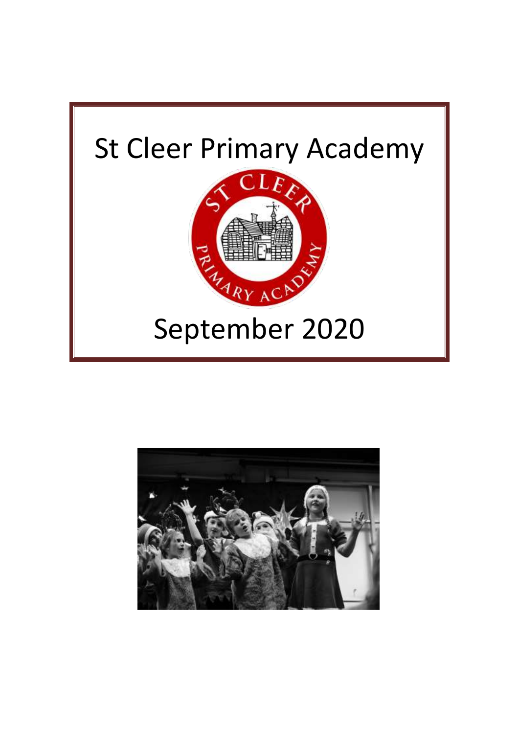# St Cleer Primary Academy

# September 2020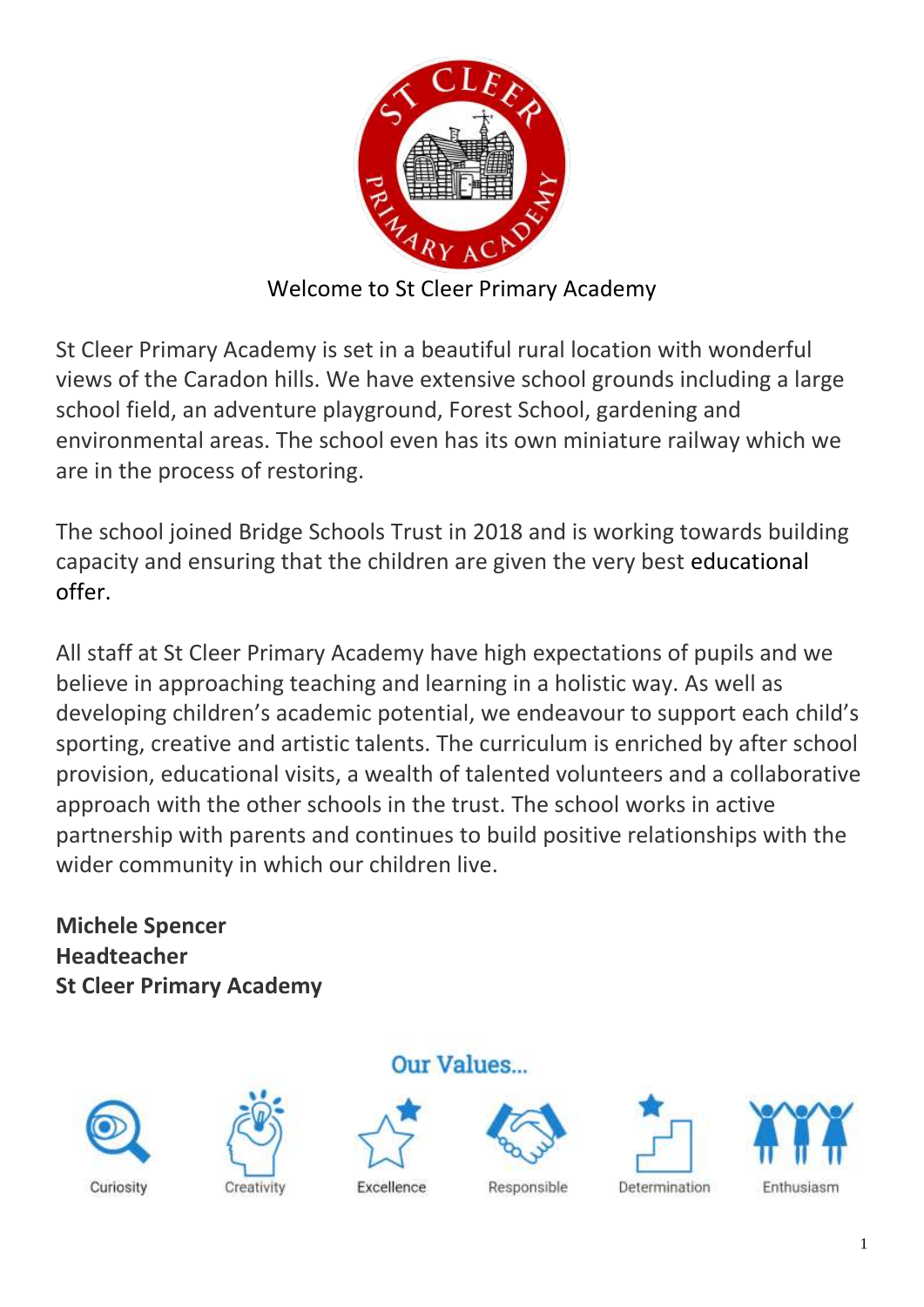# Welcome to St Cleer Primary Academy

St Cleer Primary Academy is set in a beautiful rural location with wonderful views of the Caradon hills. We have extensive school grounds including a large school field, an adventure playground, Forest School, gardening and environmental areas. The school even has its own miniature railway which we are in the process of restoring.

The school joined Bridge Schools Trust in 2018 and is working towards building capacity and ensuring that the children are given the very best educational offer.

All staff at St Cleer Primary Academy have high expectations of pupils and we believe in approaching teaching and learning in a holistic way. As well as developing children's academic potential, we endeavour to support each child's sporting, creative and artistic talents. The curriculum is enriched by after school provision, educational visits, a wealth of talented volunteers and a collaborative approach with the other schools in the trust. The school works in active partnership with parents and continues to build positive relationships with the wider community in which our children live.

**Michele Spencer**
**Headteacher**
**St Cleer Primary Academy**

## Our Values...

Curiosity | Creativity | Excellence | Responsible | Determination | Enthusiasm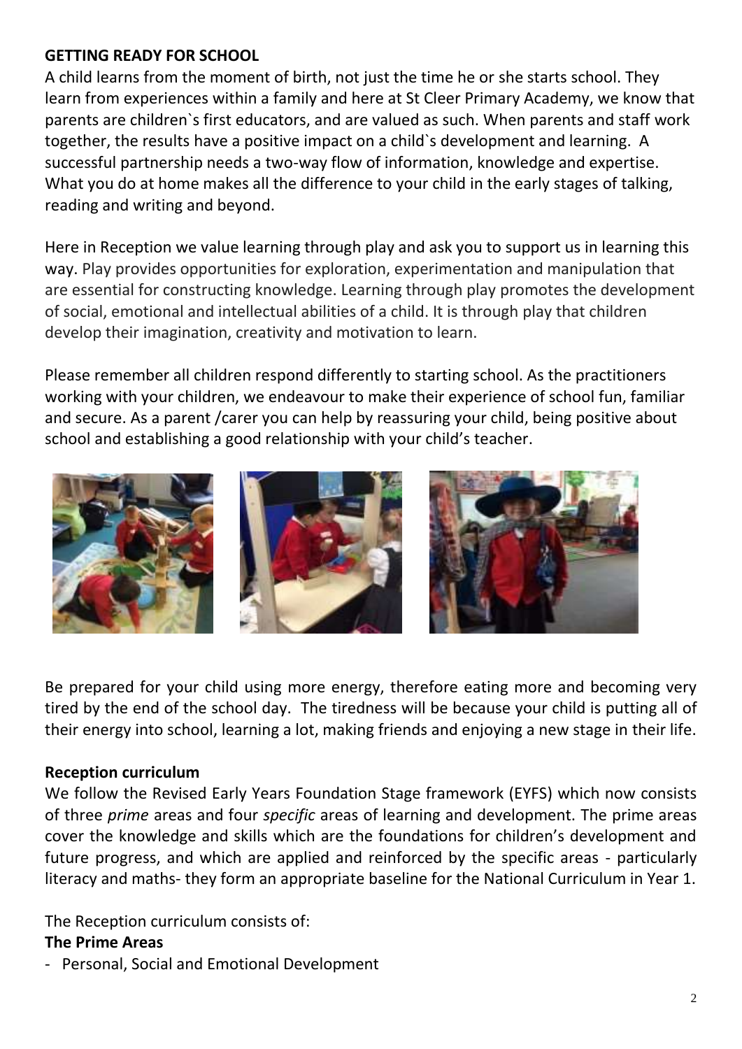## GETTING READY FOR SCHOOL

A child learns from the moment of birth, not just the time he or she starts school. They learn from experiences within a family and here at St Cleer Primary Academy, we know that parents are children`s first educators, and are valued as such. When parents and staff work together, the results have a positive impact on a child`s development and learning. A successful partnership needs a two-way flow of information, knowledge and expertise. What you do at home makes all the difference to your child in the early stages of talking, reading and writing and beyond.

Here in Reception we value learning through play and ask you to support us in learning this way. Play provides opportunities for exploration, experimentation and manipulation that are essential for constructing knowledge. Learning through play promotes the development of social, emotional and intellectual abilities of a child. It is through play that children develop their imagination, creativity and motivation to learn.

Please remember all children respond differently to starting school. As the practitioners working with your children, we endeavour to make their experience of school fun, familiar and secure. As a parent /carer you can help by reassuring your child, being positive about school and establishing a good relationship with your child's teacher.

Be prepared for your child using more energy, therefore eating more and becoming very tired by the end of the school day. The tiredness will be because your child is putting all of their energy into school, learning a lot, making friends and enjoying a new stage in their life.

### Reception curriculum

We follow the Revised Early Years Foundation Stage framework (EYFS) which now consists of three *prime* areas and four *specific* areas of learning and development. The prime areas cover the knowledge and skills which are the foundations for children's development and future progress, and which are applied and reinforced by the specific areas - particularly literacy and maths- they form an appropriate baseline for the National Curriculum in Year 1.

The Reception curriculum consists of:

**The Prime Areas**

- Personal, Social and Emotional Development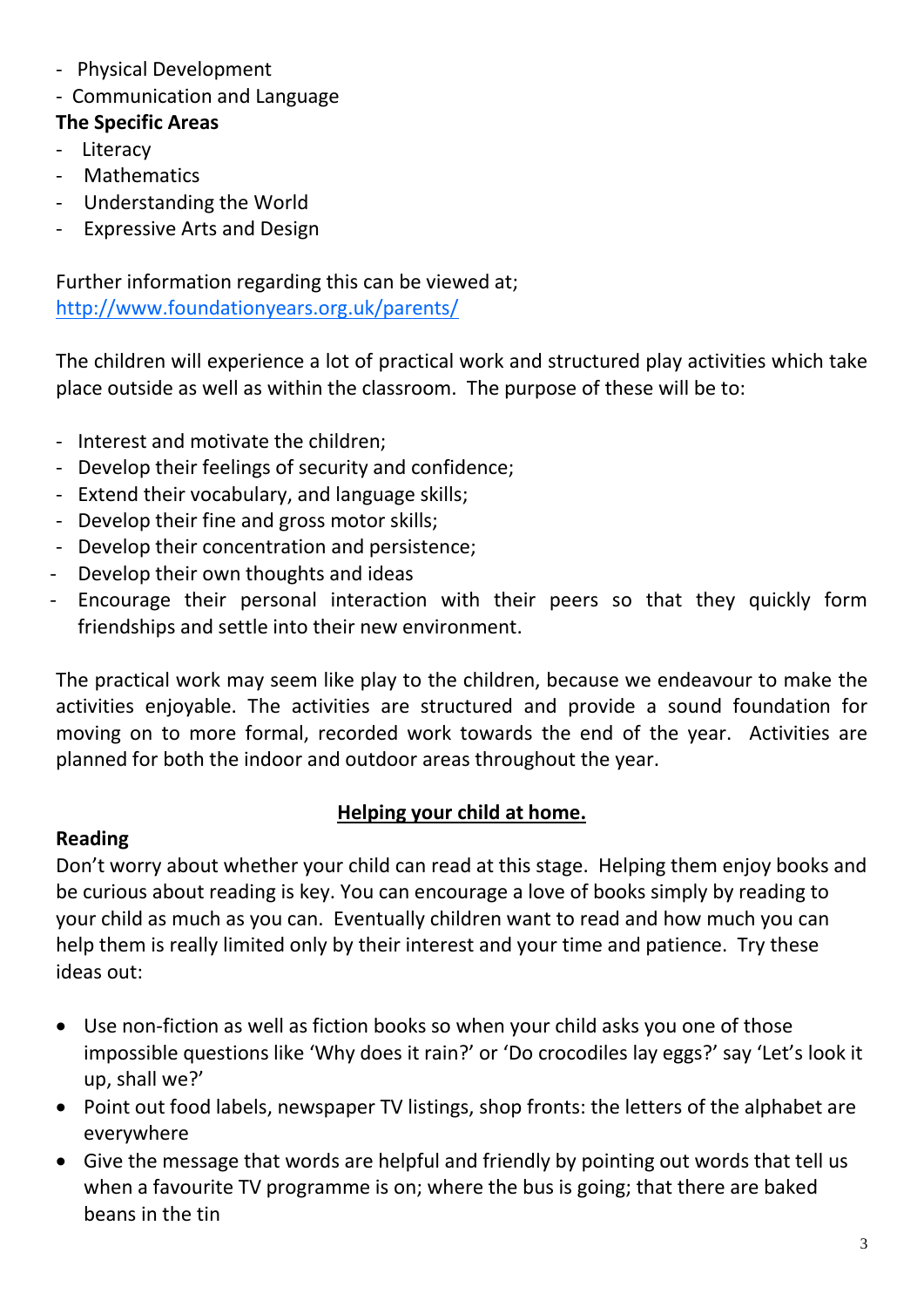- Physical Development
- Communication and Language

**The Specific Areas**

- Literacy
- Mathematics
- Understanding the World
- Expressive Arts and Design

Further information regarding this can be viewed at;
[http://www.foundationyears.org.uk/parents/](http://www.foundationyears.org.uk/parents/)

The children will experience a lot of practical work and structured play activities which take place outside as well as within the classroom. The purpose of these will be to:

- Interest and motivate the children;
- Develop their feelings of security and confidence;
- Extend their vocabulary, and language skills;
- Develop their fine and gross motor skills;
- Develop their concentration and persistence;
- Develop their own thoughts and ideas
- Encourage their personal interaction with their peers so that they quickly form friendships and settle into their new environment.

The practical work may seem like play to the children, because we endeavour to make the activities enjoyable. The activities are structured and provide a sound foundation for moving on to more formal, recorded work towards the end of the year. Activities are planned for both the indoor and outdoor areas throughout the year.

## Helping your child at home.

**Reading**

Don't worry about whether your child can read at this stage. Helping them enjoy books and be curious about reading is key. You can encourage a love of books simply by reading to your child as much as you can. Eventually children want to read and how much you can help them is really limited only by their interest and your time and patience. Try these ideas out:

- Use non-fiction as well as fiction books so when your child asks you one of those impossible questions like 'Why does it rain?' or 'Do crocodiles lay eggs?' say 'Let's look it up, shall we?'
- Point out food labels, newspaper TV listings, shop fronts: the letters of the alphabet are everywhere
- Give the message that words are helpful and friendly by pointing out words that tell us when a favourite TV programme is on; where the bus is going; that there are baked beans in the tin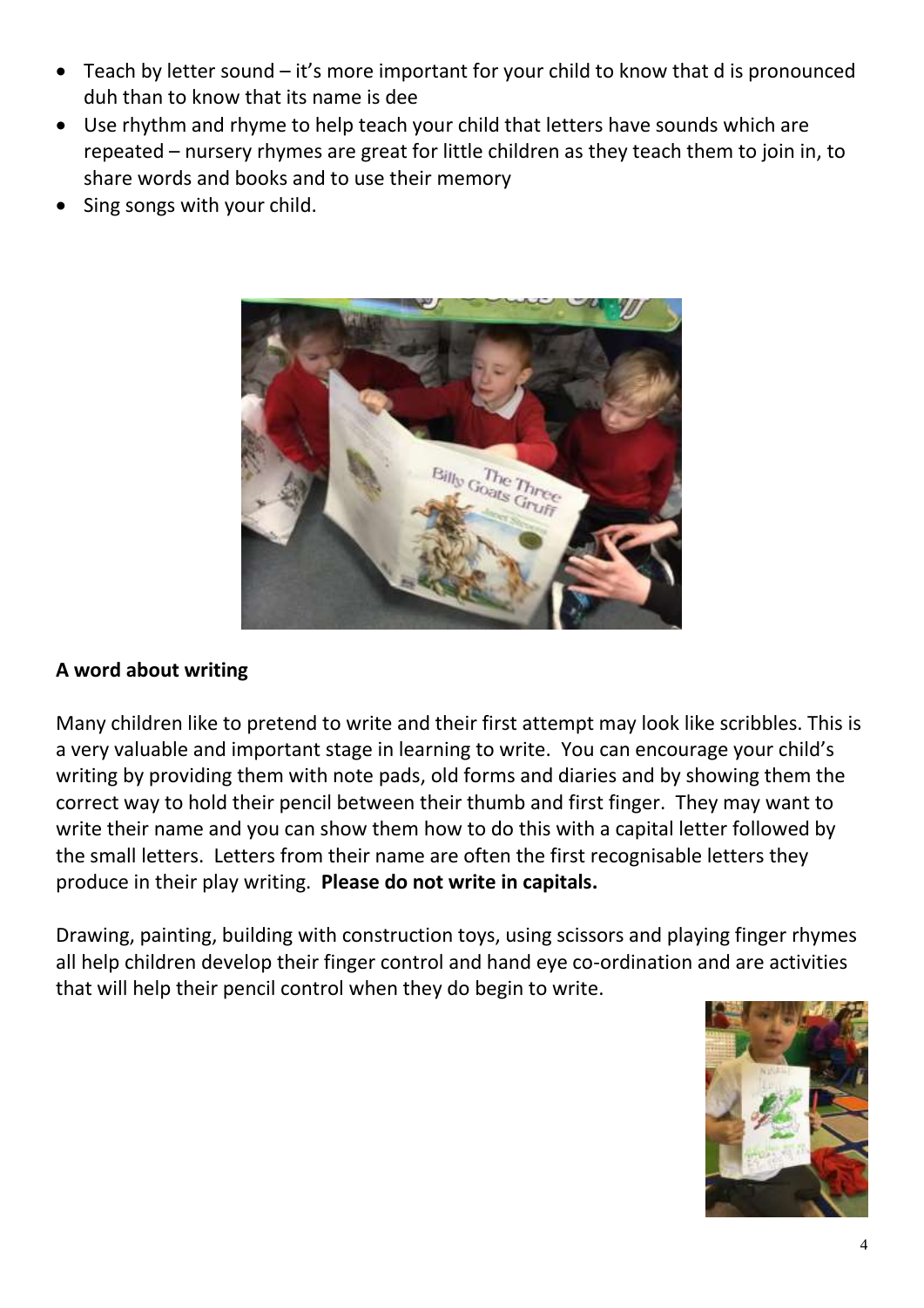- Teach by letter sound – it's more important for your child to know that d is pronounced duh than to know that its name is dee
- Use rhythm and rhyme to help teach your child that letters have sounds which are repeated – nursery rhymes are great for little children as they teach them to join in, to share words and books and to use their memory
- Sing songs with your child.

**A word about writing**

Many children like to pretend to write and their first attempt may look like scribbles. This is a very valuable and important stage in learning to write. You can encourage your child's writing by providing them with note pads, old forms and diaries and by showing them the correct way to hold their pencil between their thumb and first finger. They may want to write their name and you can show them how to do this with a capital letter followed by the small letters. Letters from their name are often the first recognisable letters they produce in their play writing. **Please do not write in capitals.**

Drawing, painting, building with construction toys, using scissors and playing finger rhymes all help children develop their finger control and hand eye co-ordination and are activities that will help their pencil control when they do begin to write.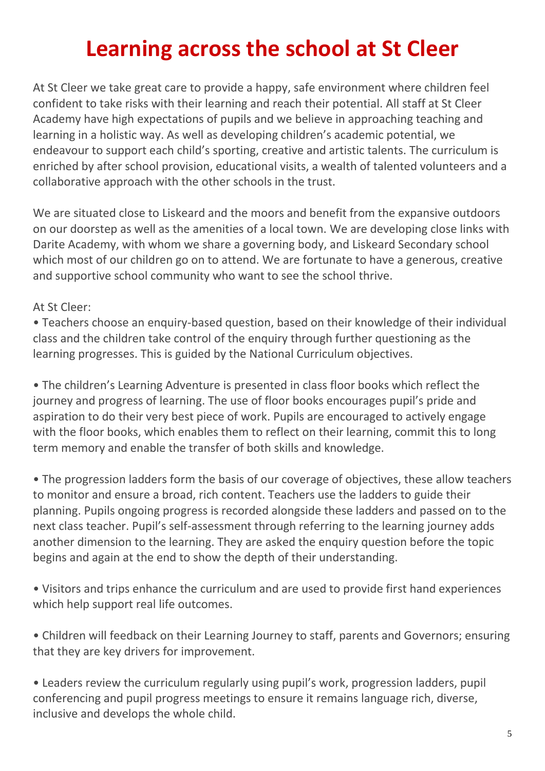# Learning across the school at St Cleer

At St Cleer we take great care to provide a happy, safe environment where children feel confident to take risks with their learning and reach their potential. All staff at St Cleer Academy have high expectations of pupils and we believe in approaching teaching and learning in a holistic way. As well as developing children's academic potential, we endeavour to support each child's sporting, creative and artistic talents. The curriculum is enriched by after school provision, educational visits, a wealth of talented volunteers and a collaborative approach with the other schools in the trust.

We are situated close to Liskeard and the moors and benefit from the expansive outdoors on our doorstep as well as the amenities of a local town. We are developing close links with Darite Academy, with whom we share a governing body, and Liskeard Secondary school which most of our children go on to attend. We are fortunate to have a generous, creative and supportive school community who want to see the school thrive.

At St Cleer:

- Teachers choose an enquiry-based question, based on their knowledge of their individual class and the children take control of the enquiry through further questioning as the learning progresses. This is guided by the National Curriculum objectives.

- The children's Learning Adventure is presented in class floor books which reflect the journey and progress of learning. The use of floor books encourages pupil's pride and aspiration to do their very best piece of work. Pupils are encouraged to actively engage with the floor books, which enables them to reflect on their learning, commit this to long term memory and enable the transfer of both skills and knowledge.

- The progression ladders form the basis of our coverage of objectives, these allow teachers to monitor and ensure a broad, rich content. Teachers use the ladders to guide their planning. Pupils ongoing progress is recorded alongside these ladders and passed on to the next class teacher. Pupil's self-assessment through referring to the learning journey adds another dimension to the learning. They are asked the enquiry question before the topic begins and again at the end to show the depth of their understanding.

- Visitors and trips enhance the curriculum and are used to provide first hand experiences which help support real life outcomes.

- Children will feedback on their Learning Journey to staff, parents and Governors; ensuring that they are key drivers for improvement.

- Leaders review the curriculum regularly using pupil's work, progression ladders, pupil conferencing and pupil progress meetings to ensure it remains language rich, diverse, inclusive and develops the whole child.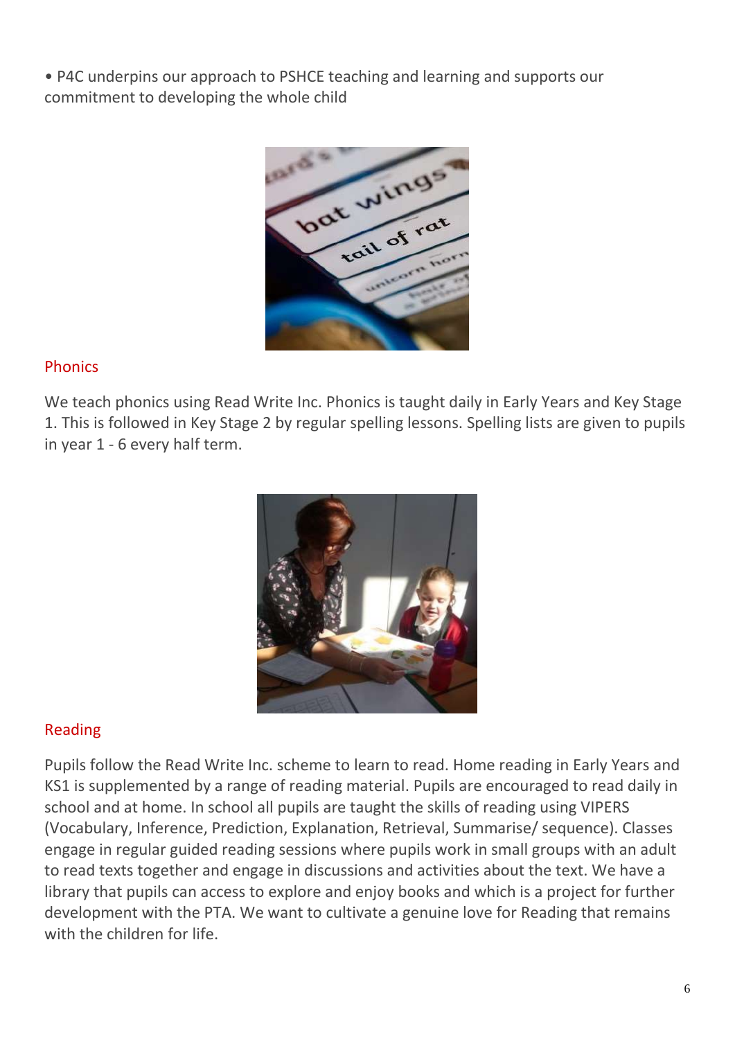• P4C underpins our approach to PSHCE teaching and learning and supports our commitment to developing the whole child

## Phonics

We teach phonics using Read Write Inc. Phonics is taught daily in Early Years and Key Stage 1. This is followed in Key Stage 2 by regular spelling lessons. Spelling lists are given to pupils in year 1 - 6 every half term.

## Reading

Pupils follow the Read Write Inc. scheme to learn to read. Home reading in Early Years and KS1 is supplemented by a range of reading material. Pupils are encouraged to read daily in school and at home. In school all pupils are taught the skills of reading using VIPERS (Vocabulary, Inference, Prediction, Explanation, Retrieval, Summarise/ sequence). Classes engage in regular guided reading sessions where pupils work in small groups with an adult to read texts together and engage in discussions and activities about the text. We have a library that pupils can access to explore and enjoy books and which is a project for further development with the PTA. We want to cultivate a genuine love for Reading that remains with the children for life.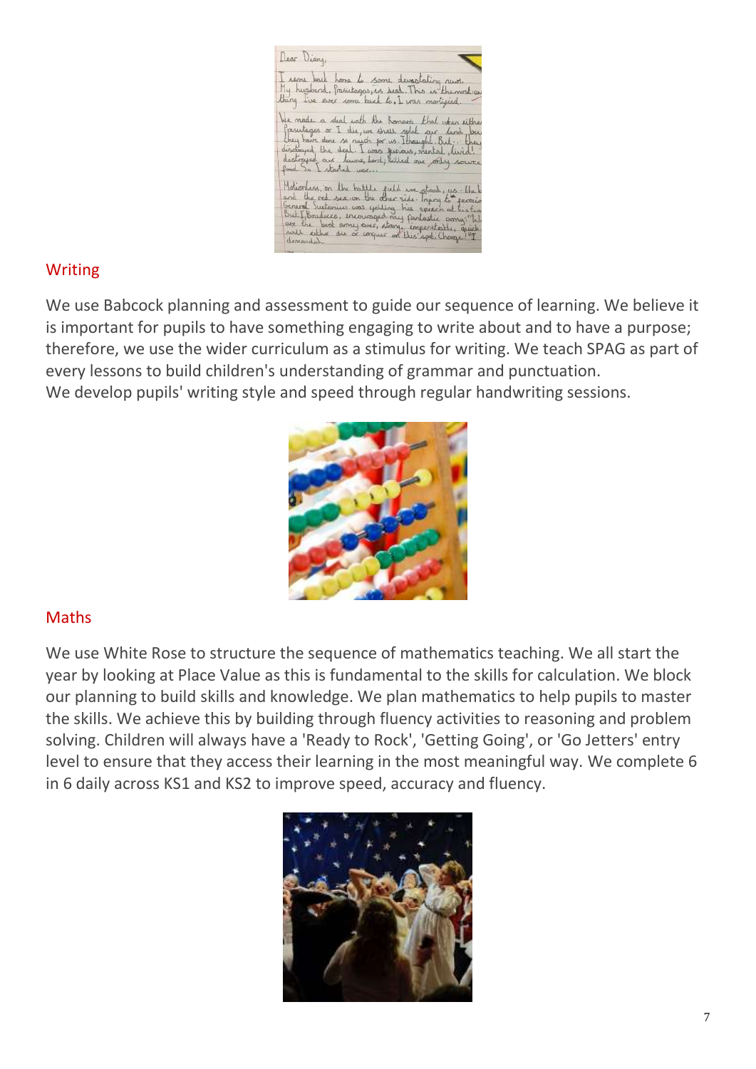## Writing

We use Babcock planning and assessment to guide our sequence of learning. We believe it is important for pupils to have something engaging to write about and to have a purpose; therefore, we use the wider curriculum as a stimulus for writing. We teach SPAG as part of every lessons to build children's understanding of grammar and punctuation.
We develop pupils' writing style and speed through regular handwriting sessions.

## Maths

We use White Rose to structure the sequence of mathematics teaching. We all start the year by looking at Place Value as this is fundamental to the skills for calculation. We block our planning to build skills and knowledge. We plan mathematics to help pupils to master the skills. We achieve this by building through fluency activities to reasoning and problem solving. Children will always have a 'Ready to Rock', 'Getting Going', or 'Go Jetters' entry level to ensure that they access their learning in the most meaningful way. We complete 6 in 6 daily across KS1 and KS2 to improve speed, accuracy and fluency.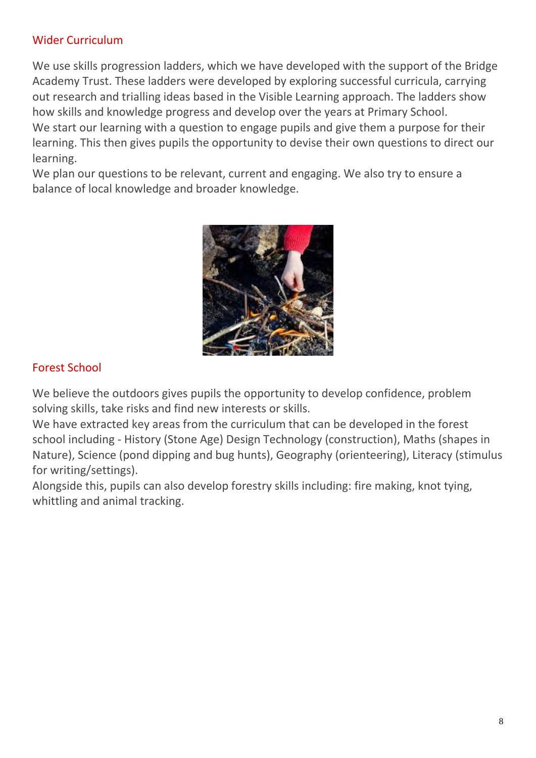## Wider Curriculum

We use skills progression ladders, which we have developed with the support of the Bridge Academy Trust. These ladders were developed by exploring successful curricula, carrying out research and trialling ideas based in the Visible Learning approach. The ladders show how skills and knowledge progress and develop over the years at Primary School.

We start our learning with a question to engage pupils and give them a purpose for their learning. This then gives pupils the opportunity to devise their own questions to direct our learning.

We plan our questions to be relevant, current and engaging. We also try to ensure a balance of local knowledge and broader knowledge.

## Forest School

We believe the outdoors gives pupils the opportunity to develop confidence, problem solving skills, take risks and find new interests or skills.

We have extracted key areas from the curriculum that can be developed in the forest school including - History (Stone Age) Design Technology (construction), Maths (shapes in Nature), Science (pond dipping and bug hunts), Geography (orienteering), Literacy (stimulus for writing/settings).

Alongside this, pupils can also develop forestry skills including: fire making, knot tying, whittling and animal tracking.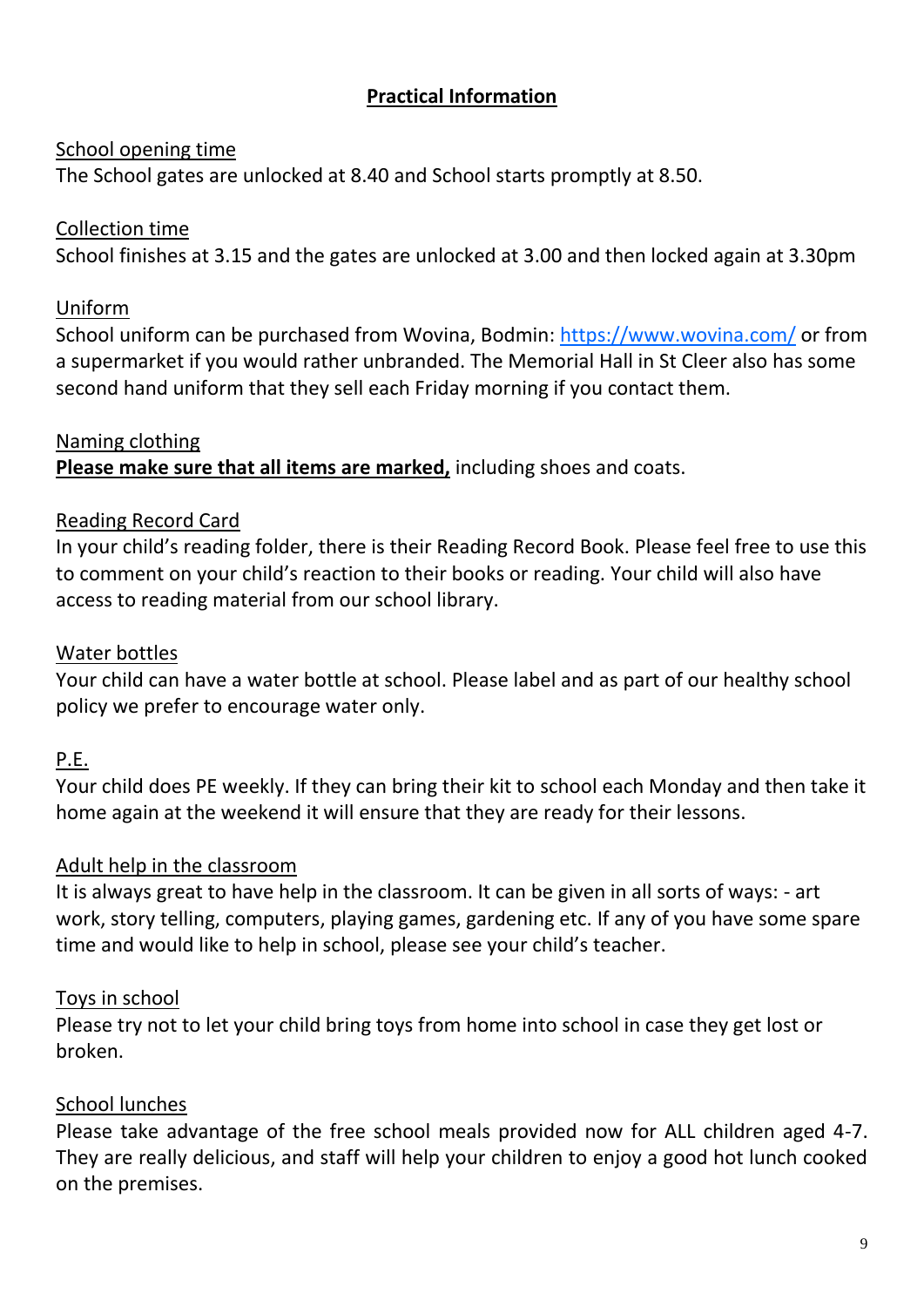## Practical Information

School opening time

The School gates are unlocked at 8.40 and School starts promptly at 8.50.

Collection time

School finishes at 3.15 and the gates are unlocked at 3.00 and then locked again at 3.30pm

Uniform

School uniform can be purchased from Wovina, Bodmin: https://www.wovina.com/ or from a supermarket if you would rather unbranded. The Memorial Hall in St Cleer also has some second hand uniform that they sell each Friday morning if you contact them.

Naming clothing

**Please make sure that all items are marked,** including shoes and coats.

Reading Record Card

In your child's reading folder, there is their Reading Record Book. Please feel free to use this to comment on your child's reaction to their books or reading. Your child will also have access to reading material from our school library.

Water bottles

Your child can have a water bottle at school. Please label and as part of our healthy school policy we prefer to encourage water only.

P.E.

Your child does PE weekly. If they can bring their kit to school each Monday and then take it home again at the weekend it will ensure that they are ready for their lessons.

Adult help in the classroom

It is always great to have help in the classroom. It can be given in all sorts of ways: - art work, story telling, computers, playing games, gardening etc. If any of you have some spare time and would like to help in school, please see your child's teacher.

Toys in school

Please try not to let your child bring toys from home into school in case they get lost or broken.

School lunches

Please take advantage of the free school meals provided now for ALL children aged 4-7. They are really delicious, and staff will help your children to enjoy a good hot lunch cooked on the premises.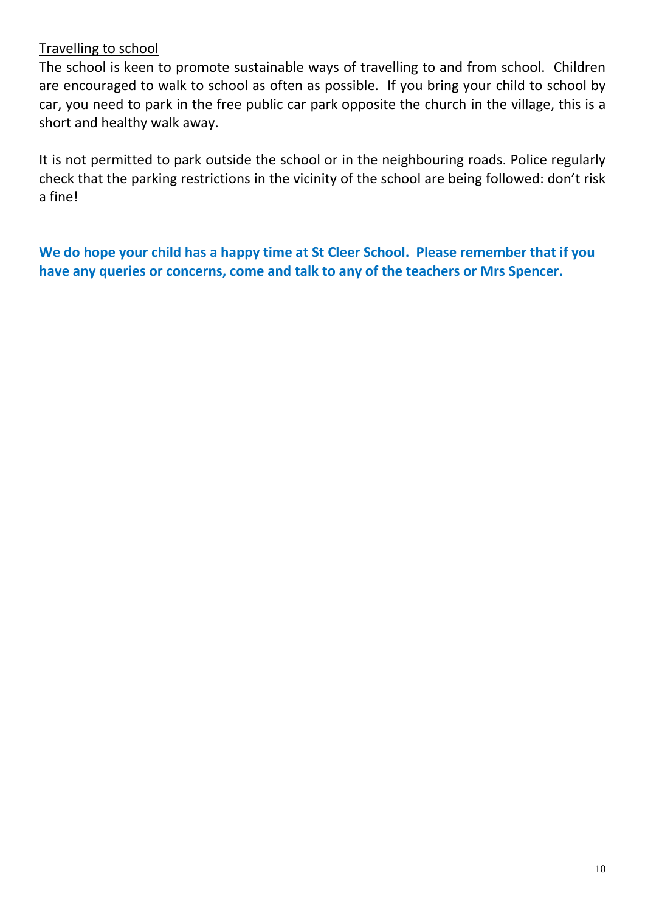Travelling to school

The school is keen to promote sustainable ways of travelling to and from school. Children are encouraged to walk to school as often as possible. If you bring your child to school by car, you need to park in the free public car park opposite the church in the village, this is a short and healthy walk away.

It is not permitted to park outside the school or in the neighbouring roads. Police regularly check that the parking restrictions in the vicinity of the school are being followed: don't risk a fine!

**We do hope your child has a happy time at St Cleer School. Please remember that if you have any queries or concerns, come and talk to any of the teachers or Mrs Spencer.**